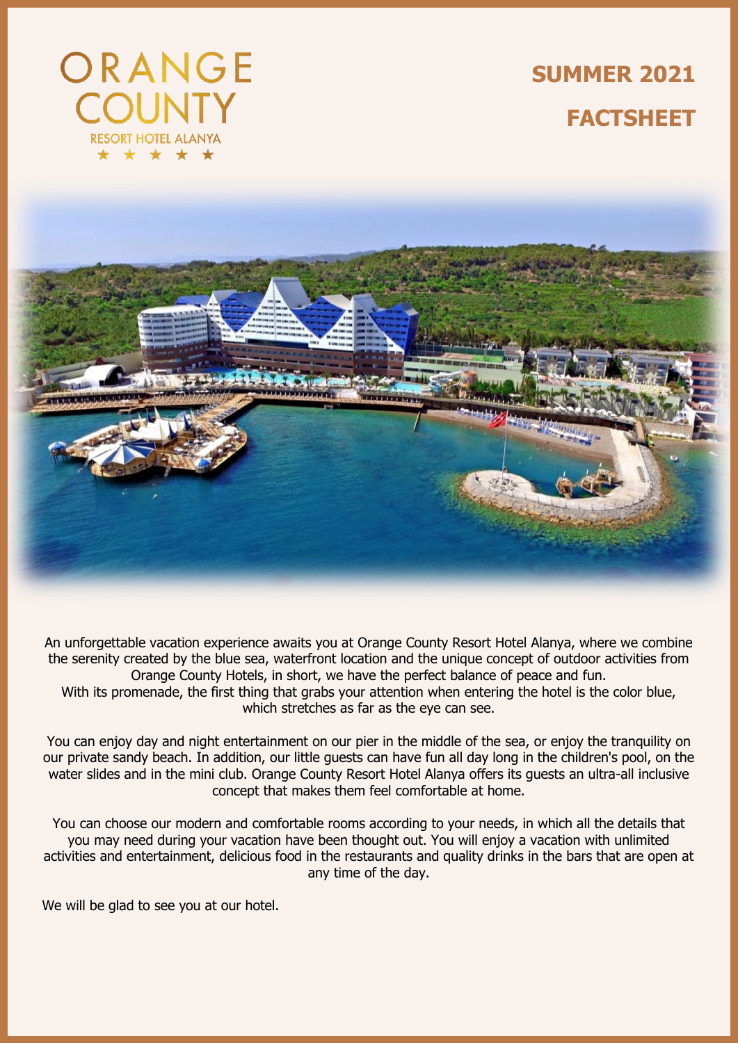ORANGE COUNTY

RESORT HOTEL ALANYA

★ ★ ★ ★ ★

# SUMMER 2021

# FACTSHEET

An unforgettable vacation experience awaits you at Orange County Resort Hotel Alanya, where we combine the serenity created by the blue sea, waterfront location and the unique concept of outdoor activities from Orange County Hotels, in short, we have the perfect balance of peace and fun.
With its promenade, the first thing that grabs your attention when entering the hotel is the color blue, which stretches as far as the eye can see.

You can enjoy day and night entertainment on our pier in the middle of the sea, or enjoy the tranquility on our private sandy beach. In addition, our little guests can have fun all day long in the children's pool, on the water slides and in the mini club. Orange County Resort Hotel Alanya offers its guests an ultra-all inclusive concept that makes them feel comfortable at home.

You can choose our modern and comfortable rooms according to your needs, in which all the details that you may need during your vacation have been thought out. You will enjoy a vacation with unlimited activities and entertainment, delicious food in the restaurants and quality drinks in the bars that are open at any time of the day.

We will be glad to see you at our hotel.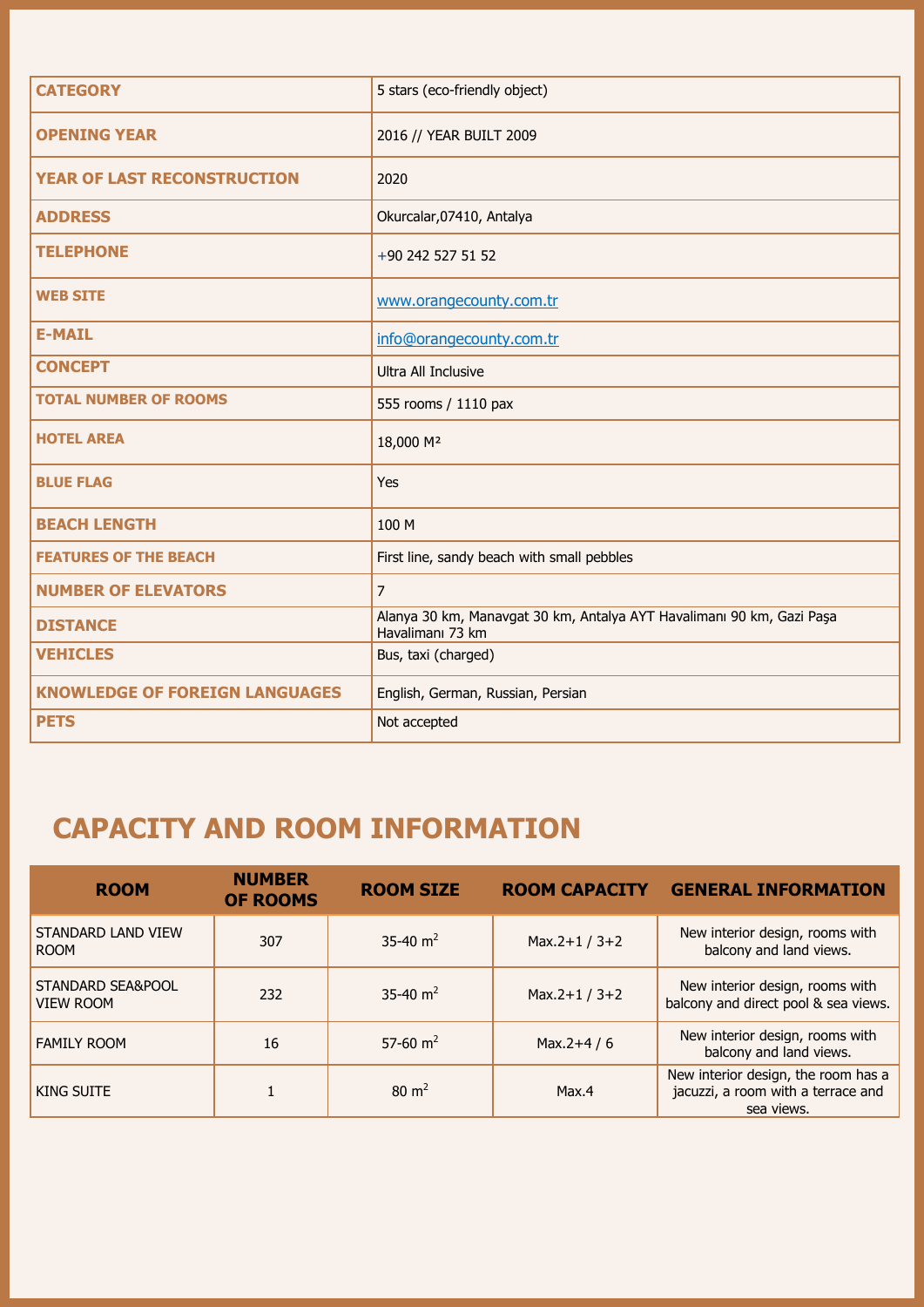| | |
|---|---|
| **CATEGORY** | 5 stars (eco-friendly object) |
| **OPENING YEAR** | 2016 // YEAR BUILT 2009 |
| **YEAR OF LAST RECONSTRUCTION** | 2020 |
| **ADDRESS** | Okurcalar,07410, Antalya |
| **TELEPHONE** | +90 242 527 51 52 |
| **WEB SITE** | www.orangecounty.com.tr |
| **E-MAIL** | info@orangecounty.com.tr |
| **CONCEPT** | Ultra All Inclusive |
| **TOTAL NUMBER OF ROOMS** | 555 rooms / 1110 pax |
| **HOTEL AREA** | 18,000 M² |
| **BLUE FLAG** | Yes |
| **BEACH LENGTH** | 100 M |
| **FEATURES OF THE BEACH** | First line, sandy beach with small pebbles |
| **NUMBER OF ELEVATORS** | 7 |
| **DISTANCE** | Alanya 30 km, Manavgat 30 km, Antalya AYT Havalimanı 90 km, Gazi Paşa Havalimanı 73 km |
| **VEHICLES** | Bus, taxi (charged) |
| **KNOWLEDGE OF FOREIGN LANGUAGES** | English, German, Russian, Persian |
| **PETS** | Not accepted |

## CAPACITY AND ROOM INFORMATION

| ROOM | NUMBER OF ROOMS | ROOM SIZE | ROOM CAPACITY | GENERAL INFORMATION |
|---|---|---|---|---|
| STANDARD LAND VIEW ROOM | 307 | 35-40 m² | Max.2+1 / 3+2 | New interior design, rooms with balcony and land views. |
| STANDARD SEA&POOL VIEW ROOM | 232 | 35-40 m² | Max.2+1 / 3+2 | New interior design, rooms with balcony and direct pool & sea views. |
| FAMILY ROOM | 16 | 57-60 m² | Max.2+4 / 6 | New interior design, rooms with balcony and land views. |
| KING SUITE | 1 | 80 m² | Max.4 | New interior design, the room has a jacuzzi, a room with a terrace and sea views. |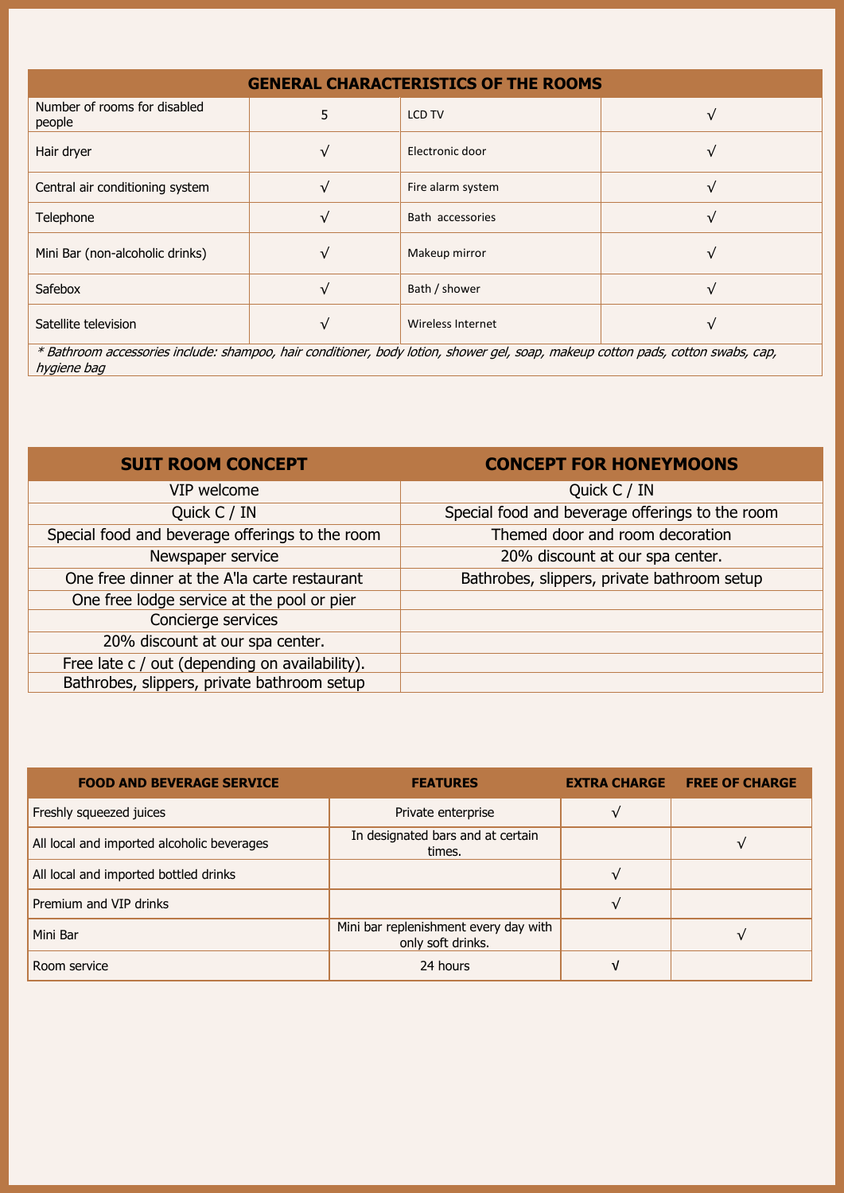| GENERAL CHARACTERISTICS OF THE ROOMS | | | |
|---|---|---|---|
| Number of rooms for disabled people | 5 | LCD TV | √ |
| Hair dryer | √ | Electronic door | √ |
| Central air conditioning system | √ | Fire alarm system | √ |
| Telephone | √ | Bath accessories | √ |
| Mini Bar (non-alcoholic drinks) | √ | Makeup mirror | √ |
| Safebox | √ | Bath / shower | √ |
| Satellite television | √ | Wireless Internet | √ |

*\* Bathroom accessories include: shampoo, hair conditioner, body lotion, shower gel, soap, makeup cotton pads, cotton swabs, cap, hygiene bag*

| SUIT ROOM CONCEPT | CONCEPT FOR HONEYMOONS |
|---|---|
| VIP welcome | Quick C / IN |
| Quick C / IN | Special food and beverage offerings to the room |
| Special food and beverage offerings to the room | Themed door and room decoration |
| Newspaper service | 20% discount at our spa center. |
| One free dinner at the A'la carte restaurant | Bathrobes, slippers, private bathroom setup |
| One free lodge service at the pool or pier | |
| Concierge services | |
| 20% discount at our spa center. | |
| Free late c / out (depending on availability). | |
| Bathrobes, slippers, private bathroom setup | |

| FOOD AND BEVERAGE SERVICE | FEATURES | EXTRA CHARGE | FREE OF CHARGE |
|---|---|---|---|
| Freshly squeezed juices | Private enterprise | √ | |
| All local and imported alcoholic beverages | In designated bars and at certain times. | | √ |
| All local and imported bottled drinks | | √ | |
| Premium and VIP drinks | | √ | |
| Mini Bar | Mini bar replenishment every day with only soft drinks. | | √ |
| Room service | 24 hours | √ | |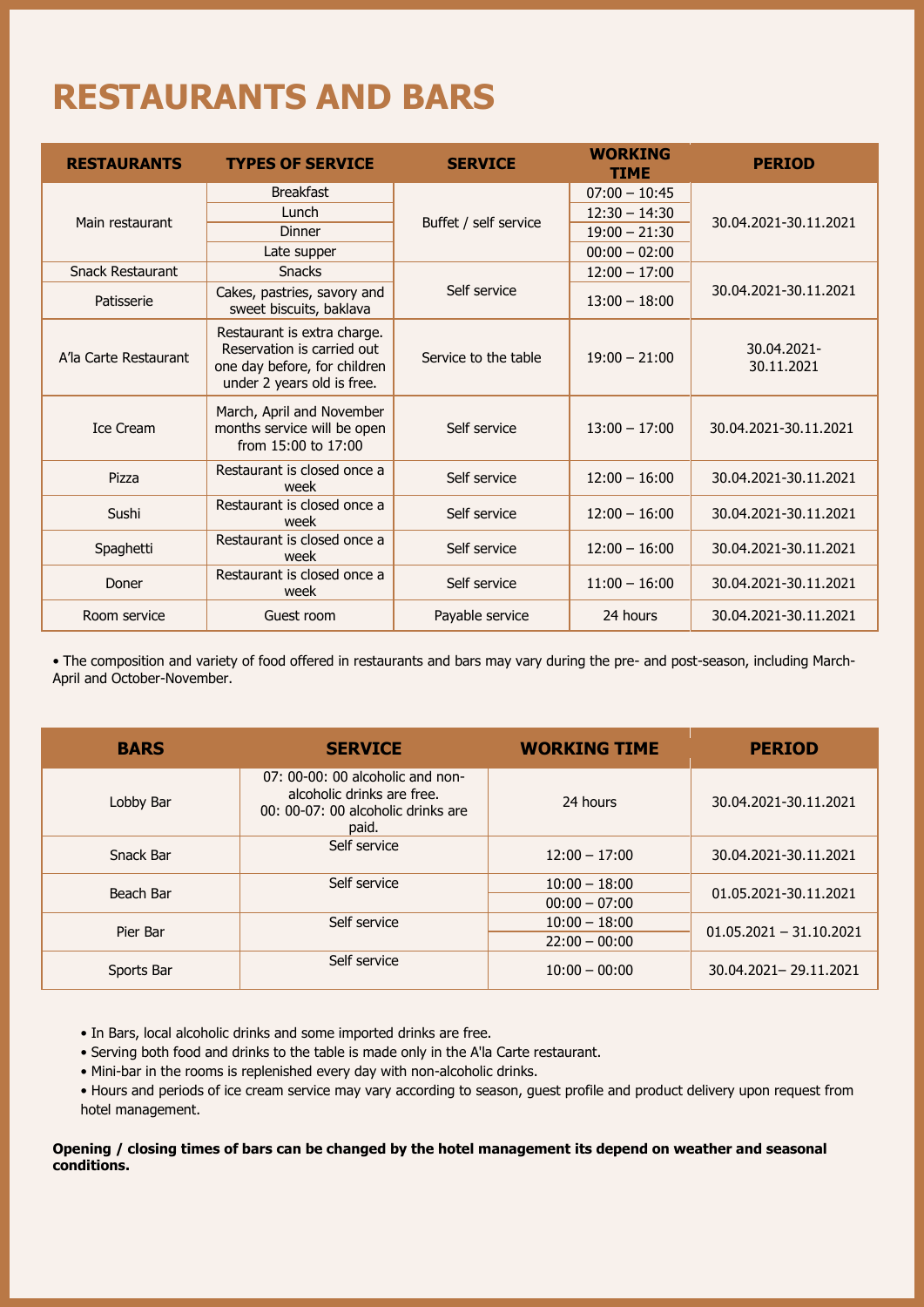# RESTAURANTS AND BARS

| RESTAURANTS | TYPES OF SERVICE | SERVICE | WORKING TIME | PERIOD |
|---|---|---|---|---|
| Main restaurant | Breakfast | Buffet / self service | 07:00 – 10:45 | 30.04.2021-30.11.2021 |
| | Lunch | | 12:30 – 14:30 | |
| | Dinner | | 19:00 – 21:30 | |
| | Late supper | | 00:00 – 02:00 | |
| Snack Restaurant | Snacks | Self service | 12:00 – 17:00 | 30.04.2021-30.11.2021 |
| Patisserie | Cakes, pastries, savory and sweet biscuits, baklava | | 13:00 – 18:00 | |
| A'la Carte Restaurant | Restaurant is extra charge. Reservation is carried out one day before, for children under 2 years old is free. | Service to the table | 19:00 – 21:00 | 30.04.2021-30.11.2021 |
| Ice Cream | March, April and November months service will be open from 15:00 to 17:00 | Self service | 13:00 – 17:00 | 30.04.2021-30.11.2021 |
| Pizza | Restaurant is closed once a week | Self service | 12:00 – 16:00 | 30.04.2021-30.11.2021 |
| Sushi | Restaurant is closed once a week | Self service | 12:00 – 16:00 | 30.04.2021-30.11.2021 |
| Spaghetti | Restaurant is closed once a week | Self service | 12:00 – 16:00 | 30.04.2021-30.11.2021 |
| Doner | Restaurant is closed once a week | Self service | 11:00 – 16:00 | 30.04.2021-30.11.2021 |
| Room service | Guest room | Payable service | 24 hours | 30.04.2021-30.11.2021 |

• The composition and variety of food offered in restaurants and bars may vary during the pre- and post-season, including March-April and October-November.

| BARS | SERVICE | WORKING TIME | PERIOD |
|---|---|---|---|
| Lobby Bar | 07: 00-00: 00 alcoholic and non-alcoholic drinks are free. 00: 00-07: 00 alcoholic drinks are paid. | 24 hours | 30.04.2021-30.11.2021 |
| Snack Bar | Self service | 12:00 – 17:00 | 30.04.2021-30.11.2021 |
| Beach Bar | Self service | 10:00 – 18:00 | 01.05.2021-30.11.2021 |
| | | 00:00 – 07:00 | |
| Pier Bar | Self service | 10:00 – 18:00 | 01.05.2021 – 31.10.2021 |
| | | 22:00 – 00:00 | |
| Sports Bar | Self service | 10:00 – 00:00 | 30.04.2021– 29.11.2021 |

• In Bars, local alcoholic drinks and some imported drinks are free.
• Serving both food and drinks to the table is made only in the A'la Carte restaurant.
• Mini-bar in the rooms is replenished every day with non-alcoholic drinks.
• Hours and periods of ice cream service may vary according to season, guest profile and product delivery upon request from hotel management.

**Opening / closing times of bars can be changed by the hotel management its depend on weather and seasonal conditions.**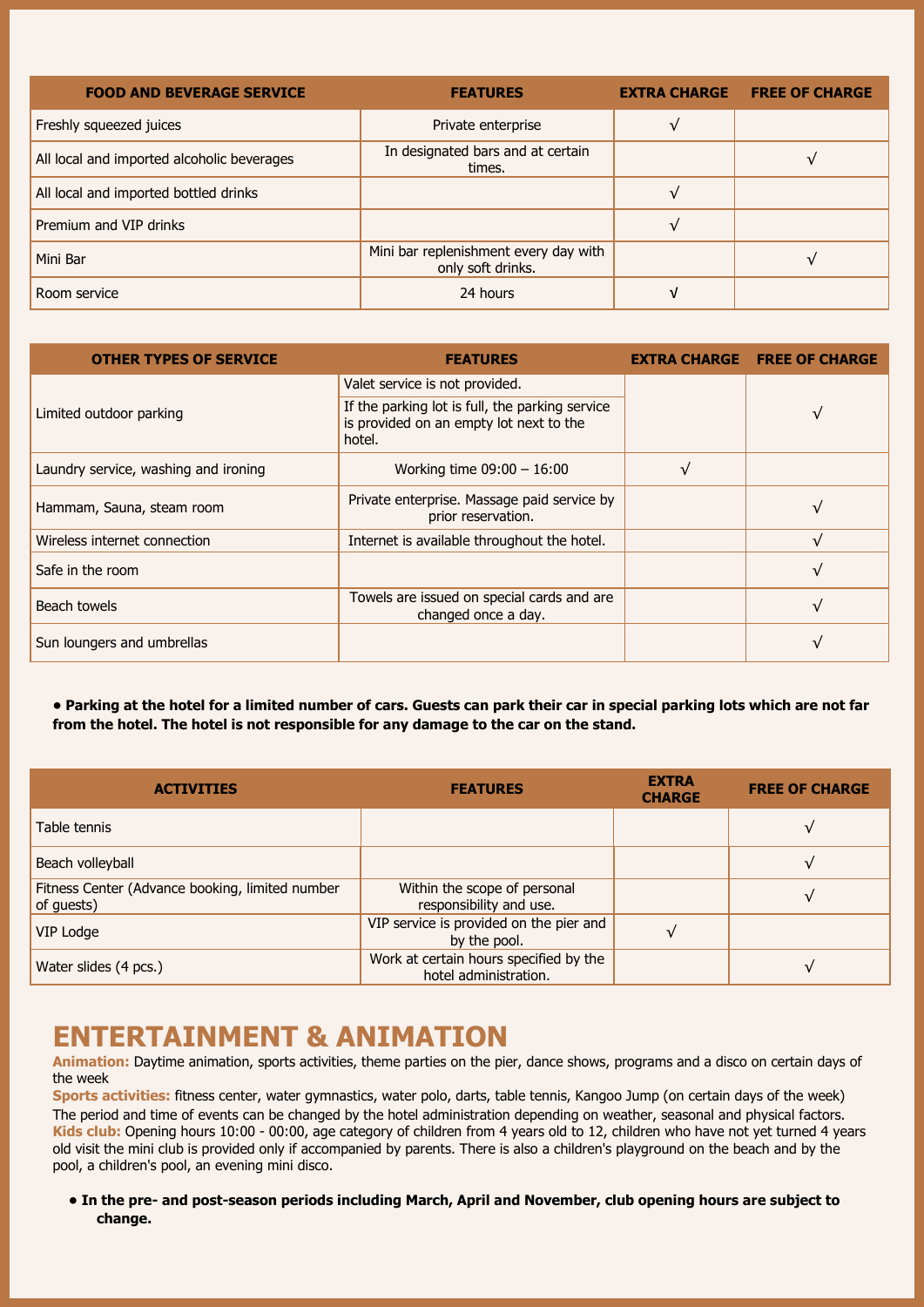| FOOD AND BEVERAGE SERVICE | FEATURES | EXTRA CHARGE | FREE OF CHARGE |
|---|---|---|---|
| Freshly squeezed juices | Private enterprise | √ | |
| All local and imported alcoholic beverages | In designated bars and at certain times. | | √ |
| All local and imported bottled drinks | | √ | |
| Premium and VIP drinks | | √ | |
| Mini Bar | Mini bar replenishment every day with only soft drinks. | | √ |
| Room service | 24 hours | √ | |

| OTHER TYPES OF SERVICE | FEATURES | EXTRA CHARGE | FREE OF CHARGE |
|---|---|---|---|
| Limited outdoor parking | Valet service is not provided. If the parking lot is full, the parking service is provided on an empty lot next to the hotel. | | √ |
| Laundry service, washing and ironing | Working time 09:00 – 16:00 | √ | |
| Hammam, Sauna, steam room | Private enterprise. Massage paid service by prior reservation. | | √ |
| Wireless internet connection | Internet is available throughout the hotel. | | √ |
| Safe in the room | | | √ |
| Beach towels | Towels are issued on special cards and are changed once a day. | | √ |
| Sun loungers and umbrellas | | | √ |

- **Parking at the hotel for a limited number of cars. Guests can park their car in special parking lots which are not far from the hotel. The hotel is not responsible for any damage to the car on the stand.**

| ACTIVITIES | FEATURES | EXTRA CHARGE | FREE OF CHARGE |
|---|---|---|---|
| Table tennis | | | √ |
| Beach volleyball | | | √ |
| Fitness Center (Advance booking, limited number of guests) | Within the scope of personal responsibility and use. | | √ |
| VIP Lodge | VIP service is provided on the pier and by the pool. | √ | |
| Water slides (4 pcs.) | Work at certain hours specified by the hotel administration. | | √ |

# ENTERTAINMENT & ANIMATION

**Animation:** Daytime animation, sports activities, theme parties on the pier, dance shows, programs and a disco on certain days of the week

**Sports activities:** fitness center, water gymnastics, water polo, darts, table tennis, Kangoo Jump (on certain days of the week)

The period and time of events can be changed by the hotel administration depending on weather, seasonal and physical factors.

**Kids club:** Opening hours 10:00 - 00:00, age category of children from 4 years old to 12, children who have not yet turned 4 years old visit the mini club is provided only if accompanied by parents. There is also a children's playground on the beach and by the pool, a children's pool, an evening mini disco.

- **In the pre- and post-season periods including March, April and November, club opening hours are subject to change.**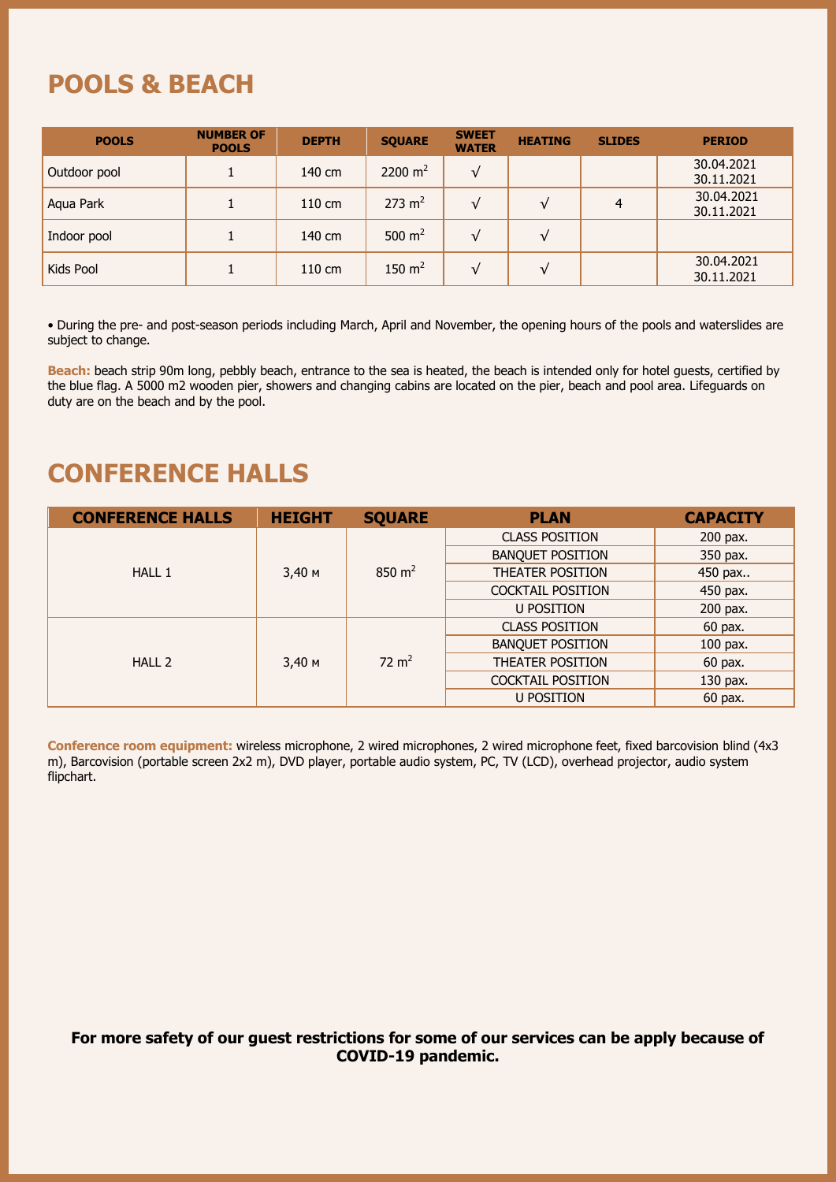# POOLS & BEACH

| POOLS | NUMBER OF POOLS | DEPTH | SQUARE | SWEET WATER | HEATING | SLIDES | PERIOD |
|---|---|---|---|---|---|---|---|
| Outdoor pool | 1 | 140 cm | 2200 $m^2$ | √ | | | 30.04.2021 30.11.2021 |
| Aqua Park | 1 | 110 cm | 273 $m^2$ | √ | √ | 4 | 30.04.2021 30.11.2021 |
| Indoor pool | 1 | 140 cm | 500 $m^2$ | √ | √ | | |
| Kids Pool | 1 | 110 cm | 150 $m^2$ | √ | √ | | 30.04.2021 30.11.2021 |

• During the pre- and post-season periods including March, April and November, the opening hours of the pools and waterslides are subject to change.

**Beach:** beach strip 90m long, pebbly beach, entrance to the sea is heated, the beach is intended only for hotel guests, certified by the blue flag. A 5000 m2 wooden pier, showers and changing cabins are located on the pier, beach and pool area. Lifeguards on duty are on the beach and by the pool.

# CONFERENCE HALLS

| CONFERENCE HALLS | HEIGHT | SQUARE | PLAN | CAPACITY |
|---|---|---|---|---|
| HALL 1 | 3,40 м | 850 $m^2$ | CLASS POSITION | 200 pax. |
| | | | BANQUET POSITION | 350 pax. |
| | | | THEATER POSITION | 450 pax.. |
| | | | COCKTAIL POSITION | 450 pax. |
| | | | U POSITION | 200 pax. |
| HALL 2 | 3,40 м | 72 $m^2$ | CLASS POSITION | 60 pax. |
| | | | BANQUET POSITION | 100 pax. |
| | | | THEATER POSITION | 60 pax. |
| | | | COCKTAIL POSITION | 130 pax. |
| | | | U POSITION | 60 pax. |

**Conference room equipment:** wireless microphone, 2 wired microphones, 2 wired microphone feet, fixed barcovision blind (4x3 m), Barcovision (portable screen 2x2 m), DVD player, portable audio system, PC, TV (LCD), overhead projector, audio system flipchart.

**For more safety of our guest restrictions for some of our services can be apply because of COVID-19 pandemic.**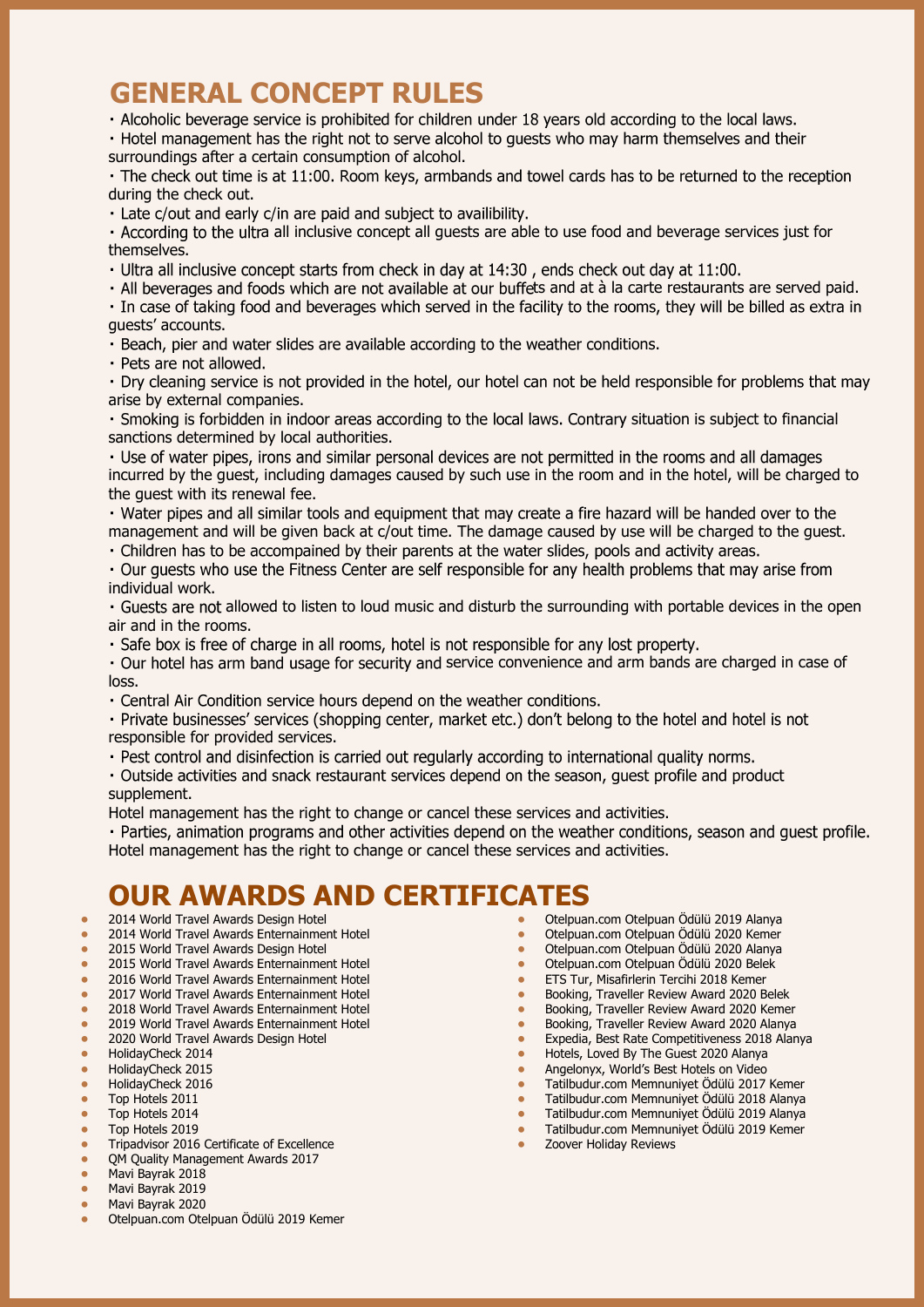# GENERAL CONCEPT RULES

- Alcoholic beverage service is prohibited for children under 18 years old according to the local laws.
- Hotel management has the right not to serve alcohol to guests who may harm themselves and their surroundings after a certain consumption of alcohol.
- The check out time is at 11:00. Room keys, armbands and towel cards has to be returned to the reception during the check out.
- Late c/out and early c/in are paid and subject to availibility.
- According to the ultra all inclusive concept all guests are able to use food and beverage services just for themselves.
- Ultra all inclusive concept starts from check in day at 14:30 , ends check out day at 11:00.
- All beverages and foods which are not available at our buffets and at à la carte restaurants are served paid.
- In case of taking food and beverages which served in the facility to the rooms, they will be billed as extra in guests' accounts.
- Beach, pier and water slides are available according to the weather conditions.
- Pets are not allowed.
- Dry cleaning service is not provided in the hotel, our hotel can not be held responsible for problems that may arise by external companies.
- Smoking is forbidden in indoor areas according to the local laws. Contrary situation is subject to financial sanctions determined by local authorities.
- Use of water pipes, irons and similar personal devices are not permitted in the rooms and all damages incurred by the guest, including damages caused by such use in the room and in the hotel, will be charged to the guest with its renewal fee.
- Water pipes and all similar tools and equipment that may create a fire hazard will be handed over to the management and will be given back at c/out time. The damage caused by use will be charged to the guest.
- Children has to be accompained by their parents at the water slides, pools and activity areas.
- Our guests who use the Fitness Center are self responsible for any health problems that may arise from individual work.
- Guests are not allowed to listen to loud music and disturb the surrounding with portable devices in the open air and in the rooms.
- Safe box is free of charge in all rooms, hotel is not responsible for any lost property.
- Our hotel has arm band usage for security and service convenience and arm bands are charged in case of loss.
- Central Air Condition service hours depend on the weather conditions.
- Private businesses' services (shopping center, market etc.) don't belong to the hotel and hotel is not responsible for provided services.
- Pest control and disinfection is carried out regularly according to international quality norms.
- Outside activities and snack restaurant services depend on the season, guest profile and product supplement.

Hotel management has the right to change or cancel these services and activities.

- Parties, animation programs and other activities depend on the weather conditions, season and guest profile. Hotel management has the right to change or cancel these services and activities.

# OUR AWARDS AND CERTIFICATES

- 2014 World Travel Awards Design Hotel
- 2014 World Travel Awards Enternainment Hotel
- 2015 World Travel Awards Design Hotel
- 2015 World Travel Awards Enternainment Hotel
- 2016 World Travel Awards Enternainment Hotel
- 2017 World Travel Awards Enternainment Hotel
- 2018 World Travel Awards Enternainment Hotel
- 2019 World Travel Awards Enternainment Hotel
- 2020 World Travel Awards Design Hotel
- HolidayCheck 2014
- HolidayCheck 2015
- HolidayCheck 2016
- Top Hotels 2011
- Top Hotels 2014
- Top Hotels 2019
- Tripadvisor 2016 Certificate of Excellence
- QM Quality Management Awards 2017
- Mavi Bayrak 2018
- Mavi Bayrak 2019
- Mavi Bayrak 2020
- Otelpuan.com Otelpuan Ödülü 2019 Kemer
- Otelpuan.com Otelpuan Ödülü 2019 Alanya
- Otelpuan.com Otelpuan Ödülü 2020 Kemer
- Otelpuan.com Otelpuan Ödülü 2020 Alanya
- Otelpuan.com Otelpuan Ödülü 2020 Belek
- ETS Tur, Misafirlerin Tercihi 2018 Kemer
- Booking, Traveller Review Award 2020 Belek
- Booking, Traveller Review Award 2020 Kemer
- Booking, Traveller Review Award 2020 Alanya
- Expedia, Best Rate Competitiveness 2018 Alanya
- Hotels, Loved By The Guest 2020 Alanya
- Angelonyx, World's Best Hotels on Video
- Tatilbudur.com Memnuniyet Ödülü 2017 Kemer
- Tatilbudur.com Memnuniyet Ödülü 2018 Alanya
- Tatilbudur.com Memnuniyet Ödülü 2019 Alanya
- Tatilbudur.com Memnuniyet Ödülü 2019 Kemer
- Zoover Holiday Reviews